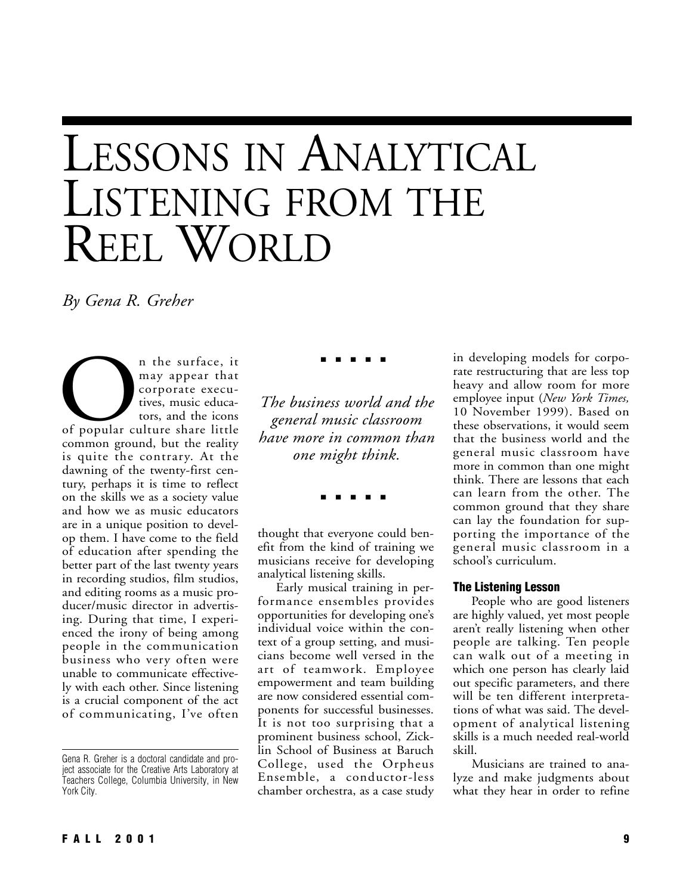# Lessons in Analytical Listening from the Reel World

*By Gena R. Greher*

On the surface, it may appear that corporate executives, music educators, and the icons of popular culture share little common ground, but the reality is quite the contrary. At the dawning of the twenty-first century, perhaps it is time to reflect on the skills we as a society value and how we as music educators are in a unique position to develop them. I have come to the field of education after spending the better part of the last twenty years in recording studios, film studios, and editing rooms as a music producer/music director in advertising. During that time, I experienced the irony of being among people in the communication business who very often were unable to communicate effectively with each other. Since listening is a crucial component of the act of communicating, I've often thought that everyone could benefit from the kind of training we musicians receive for developing analytical listening skills.

*The business world and the general music classroom have more in common than one might think.*

Early musical training in performance ensembles provides opportunities for developing one's individual voice within the context of a group setting, and musicians become well versed in the art of teamwork. Employee empowerment and team building are now considered essential components for successful businesses. It is not too surprising that a prominent business school, Zicklin School of Business at Baruch College, used the Orpheus Ensemble, a conductor-less chamber orchestra, as a case study in developing models for corporate restructuring that are less top heavy and allow room for more employee input (*New York Times,* 10 November 1999). Based on these observations, it would seem that the business world and the general music classroom have more in common than one might think. There are lessons that each can learn from the other. The common ground that they share can lay the foundation for supporting the importance of the general music classroom in a school's curriculum.

Gena R. Greher is a doctoral candidate and project associate for the Creative Arts Laboratory at Teachers College, Columbia University, in New York City.

## The Listening Lesson

People who are good listeners are highly valued, yet most people aren't really listening when other people are talking. Ten people can walk out of a meeting in which one person has clearly laid out specific parameters, and there will be ten different interpretations of what was said. The development of analytical listening skills is a much needed real-world skill.

Musicians are trained to analyze and make judgments about what they hear in order to refine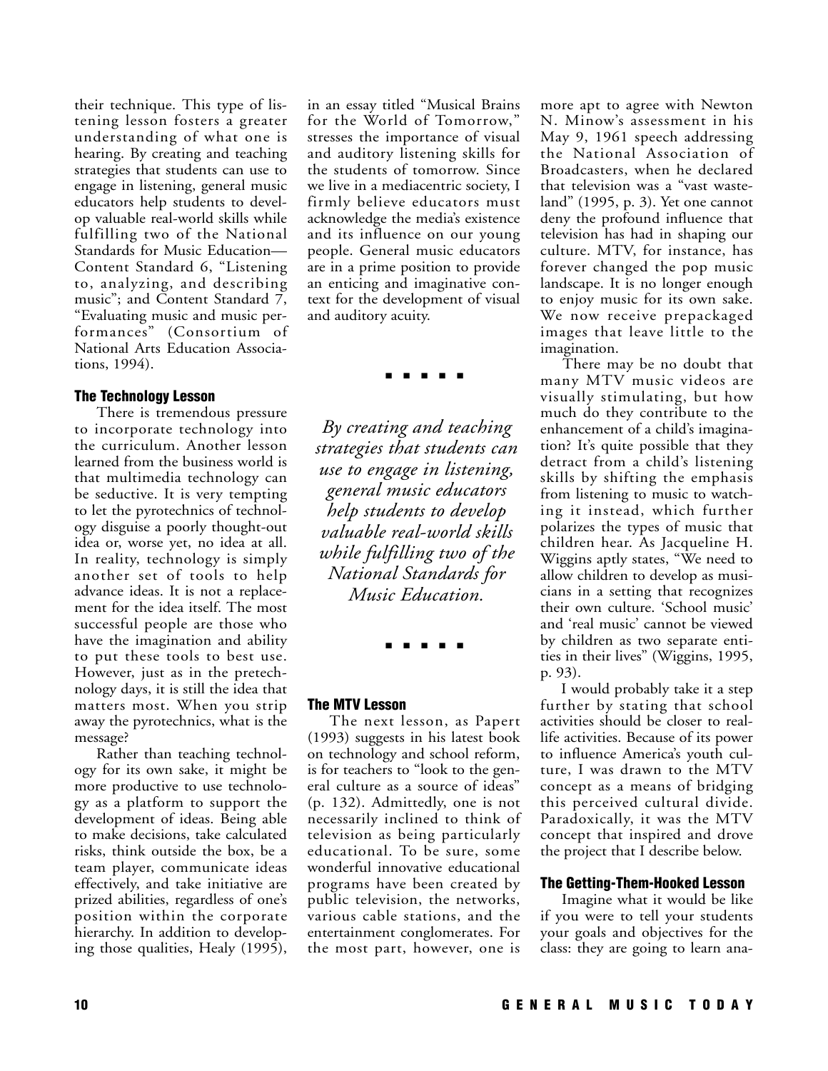their technique. This type of listening lesson fosters a greater understanding of what one is hearing. By creating and teaching strategies that students can use to engage in listening, general music educators help students to develop valuable real-world skills while fulfilling two of the National Standards for Music Education—Content Standard 6, "Listening to, analyzing, and describing music"; and Content Standard 7, "Evaluating music and music performances" (Consortium of National Arts Education Associations, 1994).

### The Technology Lesson

There is tremendous pressure to incorporate technology into the curriculum. Another lesson learned from the business world is that multimedia technology can be seductive. It is very tempting to let the pyrotechnics of technology disguise a poorly thought-out idea or, worse yet, no idea at all. In reality, technology is simply another set of tools to help advance ideas. It is not a replacement for the idea itself. The most successful people are those who have the imagination and ability to put these tools to best use. However, just as in the pretechnology days, it is still the idea that matters most. When you strip away the pyrotechnics, what is the message?

Rather than teaching technology for its own sake, it might be more productive to use technology as a platform to support the development of ideas. Being able to make decisions, take calculated risks, think outside the box, be a team player, communicate ideas effectively, and take initiative are prized abilities, regardless of one's position within the corporate hierarchy. In addition to developing those qualities, Healy (1995), in an essay titled "Musical Brains for the World of Tomorrow," stresses the importance of visual and auditory listening skills for the students of tomorrow. Since we live in a mediacentric society, I firmly believe educators must acknowledge the media's existence and its influence on our young people. General music educators are in a prime position to provide an enticing and imaginative context for the development of visual and auditory acuity.

*By creating and teaching strategies that students can use to engage in listening, general music educators help students to develop valuable real-world skills while fulfilling two of the National Standards for Music Education.*

### The MTV Lesson

The next lesson, as Papert (1993) suggests in his latest book on technology and school reform, is for teachers to "look to the general culture as a source of ideas" (p. 132). Admittedly, one is not necessarily inclined to think of television as being particularly educational. To be sure, some wonderful innovative educational programs have been created by public television, the networks, various cable stations, and the entertainment conglomerates. For the most part, however, one is more apt to agree with Newton N. Minow's assessment in his May 9, 1961 speech addressing the National Association of Broadcasters, when he declared that television was a "vast wasteland" (1995, p. 3). Yet one cannot deny the profound influence that television has had in shaping our culture. MTV, for instance, has forever changed the pop music landscape. It is no longer enough to enjoy music for its own sake. We now receive prepackaged images that leave little to the imagination.

There may be no doubt that many MTV music videos are visually stimulating, but how much do they contribute to the enhancement of a child's imagination? It's quite possible that they detract from a child's listening skills by shifting the emphasis from listening to music to watching it instead, which further polarizes the types of music that children hear. As Jacqueline H. Wiggins aptly states, "We need to allow children to develop as musicians in a setting that recognizes their own culture. 'School music' and 'real music' cannot be viewed by children as two separate entities in their lives" (Wiggins, 1995, p. 93).

I would probably take it a step further by stating that school activities should be closer to real-life activities. Because of its power to influence America's youth culture, I was drawn to the MTV concept as a means of bridging this perceived cultural divide. Paradoxically, it was the MTV concept that inspired and drove the project that I describe below.

### The Getting-Them-Hooked Lesson

Imagine what it would be like if you were to tell your students your goals and objectives for the class: they are going to learn ana-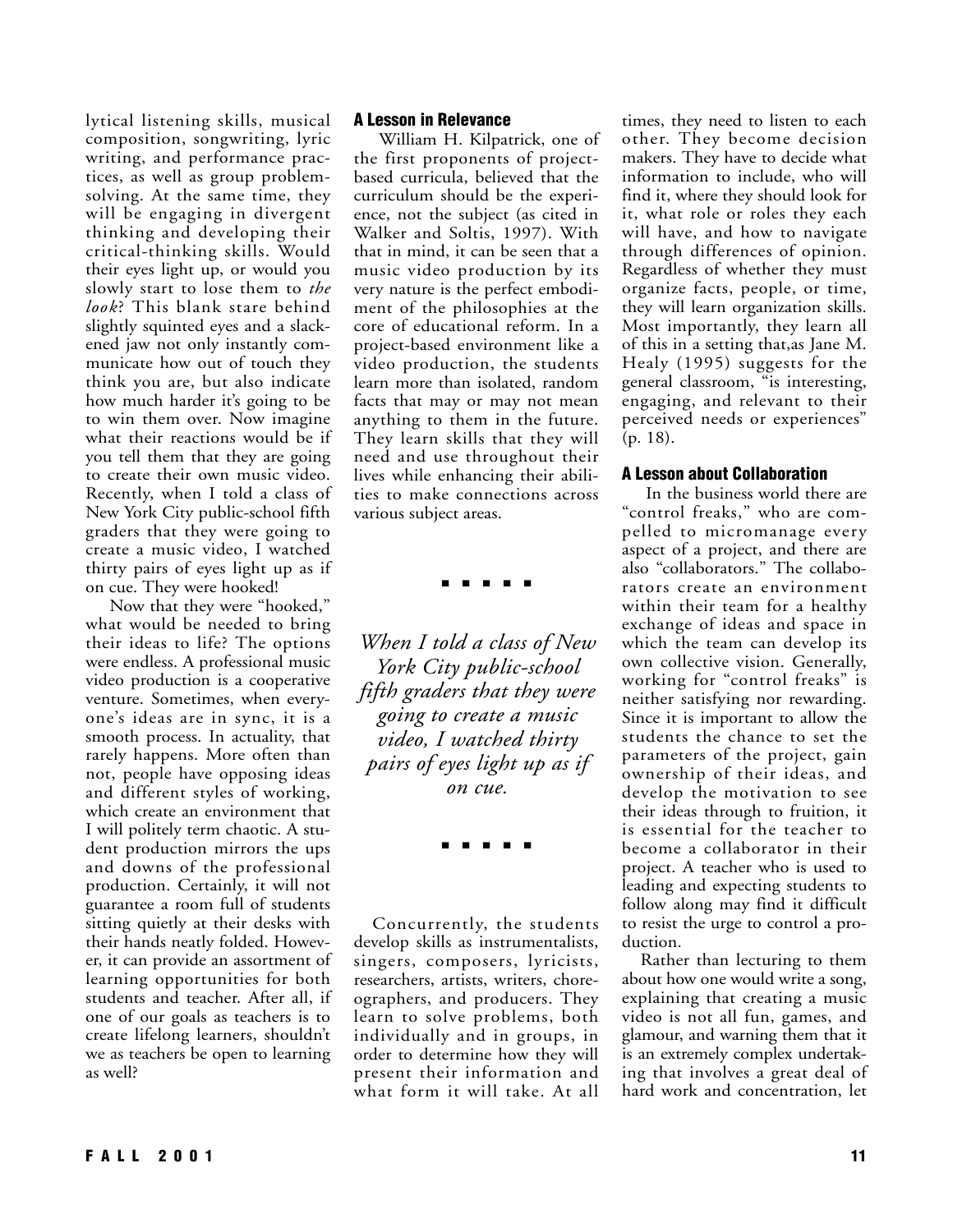lytical listening skills, musical composition, songwriting, lyric writing, and performance practices, as well as group problem-solving. At the same time, they will be engaging in divergent thinking and developing their critical-thinking skills. Would their eyes light up, or would you slowly start to lose them to *the look*? This blank stare behind slightly squinted eyes and a slackened jaw not only instantly communicate how out of touch they think you are, but also indicate how much harder it's going to be to win them over. Now imagine what their reactions would be if you tell them that they are going to create their own music video. Recently, when I told a class of New York City public-school fifth graders that they were going to create a music video, I watched thirty pairs of eyes light up as if on cue. They were hooked!

Now that they were "hooked," what would be needed to bring their ideas to life? The options were endless. A professional music video production is a cooperative venture. Sometimes, when everyone's ideas are in sync, it is a smooth process. In actuality, that rarely happens. More often than not, people have opposing ideas and different styles of working, which create an environment that I will politely term chaotic. A student production mirrors the ups and downs of the professional production. Certainly, it will not guarantee a room full of students sitting quietly at their desks with their hands neatly folded. However, it can provide an assortment of learning opportunities for both students and teacher. After all, if one of our goals as teachers is to create lifelong learners, shouldn't we as teachers be open to learning as well?

### A Lesson in Relevance

William H. Kilpatrick, one of the first proponents of project-based curricula, believed that the curriculum should be the experience, not the subject (as cited in Walker and Soltis, 1997). With that in mind, it can be seen that a music video production by its very nature is the perfect embodiment of the philosophies at the core of educational reform. In a project-based environment like a video production, the students learn more than isolated, random facts that may or may not mean anything to them in the future. They learn skills that they will need and use throughout their lives while enhancing their abilities to make connections across various subject areas.

*When I told a class of New York City public-school fifth graders that they were going to create a music video, I watched thirty pairs of eyes light up as if on cue.*

Concurrently, the students develop skills as instrumentalists, singers, composers, lyricists, researchers, artists, writers, choreographers, and producers. They learn to solve problems, both individually and in groups, in order to determine how they will present their information and what form it will take. At all times, they need to listen to each other. They become decision makers. They have to decide what information to include, who will find it, where they should look for it, what role or roles they each will have, and how to navigate through differences of opinion. Regardless of whether they must organize facts, people, or time, they will learn organization skills. Most importantly, they learn all of this in a setting that,as Jane M. Healy (1995) suggests for the general classroom, "is interesting, engaging, and relevant to their perceived needs or experiences" (p. 18).

### A Lesson about Collaboration

In the business world there are "control freaks," who are compelled to micromanage every aspect of a project, and there are also "collaborators." The collaborators create an environment within their team for a healthy exchange of ideas and space in which the team can develop its own collective vision. Generally, working for "control freaks" is neither satisfying nor rewarding. Since it is important to allow the students the chance to set the parameters of the project, gain ownership of their ideas, and develop the motivation to see their ideas through to fruition, it is essential for the teacher to become a collaborator in their project. A teacher who is used to leading and expecting students to follow along may find it difficult to resist the urge to control a production.

Rather than lecturing to them about how one would write a song, explaining that creating a music video is not all fun, games, and glamour, and warning them that it is an extremely complex undertaking that involves a great deal of hard work and concentration, let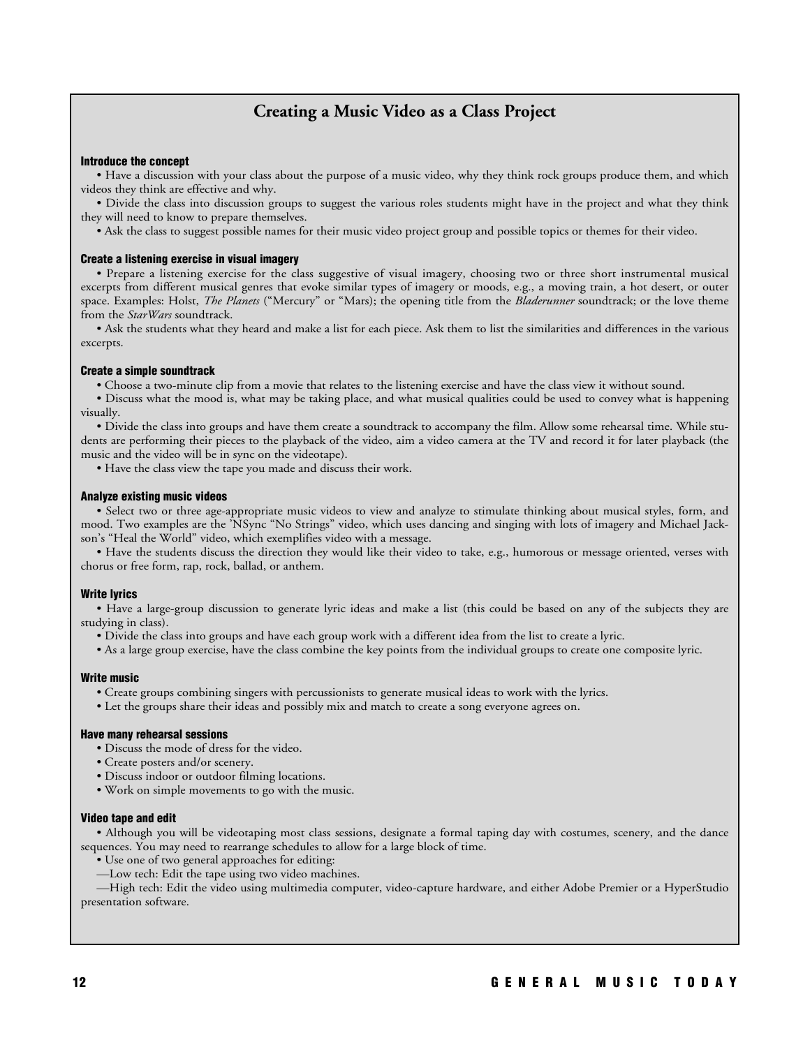## Creating a Music Video as a Class Project

**Introduce the concept**

- Have a discussion with your class about the purpose of a music video, why they think rock groups produce them, and which videos they think are effective and why.
- Divide the class into discussion groups to suggest the various roles students might have in the project and what they think they will need to know to prepare themselves.
- Ask the class to suggest possible names for their music video project group and possible topics or themes for their video.

**Create a listening exercise in visual imagery**

- Prepare a listening exercise for the class suggestive of visual imagery, choosing two or three short instrumental musical excerpts from different musical genres that evoke similar types of imagery or moods, e.g., a moving train, a hot desert, or outer space. Examples: Holst, *The Planets* ("Mercury" or "Mars); the opening title from the *Bladerunner* soundtrack; or the love theme from the *StarWars* soundtrack.
- Ask the students what they heard and make a list for each piece. Ask them to list the similarities and differences in the various excerpts.

**Create a simple soundtrack**

- Choose a two-minute clip from a movie that relates to the listening exercise and have the class view it without sound.
- Discuss what the mood is, what may be taking place, and what musical qualities could be used to convey what is happening visually.
- Divide the class into groups and have them create a soundtrack to accompany the film. Allow some rehearsal time. While students are performing their pieces to the playback of the video, aim a video camera at the TV and record it for later playback (the music and the video will be in sync on the videotape).
- Have the class view the tape you made and discuss their work.

**Analyze existing music videos**

- Select two or three age-appropriate music videos to view and analyze to stimulate thinking about musical styles, form, and mood. Two examples are the 'NSync "No Strings" video, which uses dancing and singing with lots of imagery and Michael Jackson's "Heal the World" video, which exemplifies video with a message.
- Have the students discuss the direction they would like their video to take, e.g., humorous or message oriented, verses with chorus or free form, rap, rock, ballad, or anthem.

**Write lyrics**

- Have a large-group discussion to generate lyric ideas and make a list (this could be based on any of the subjects they are studying in class).
- Divide the class into groups and have each group work with a different idea from the list to create a lyric.
- As a large group exercise, have the class combine the key points from the individual groups to create one composite lyric.

**Write music**

- Create groups combining singers with percussionists to generate musical ideas to work with the lyrics.
- Let the groups share their ideas and possibly mix and match to create a song everyone agrees on.

**Have many rehearsal sessions**

- Discuss the mode of dress for the video.
- Create posters and/or scenery.
- Discuss indoor or outdoor filming locations.
- Work on simple movements to go with the music.

**Video tape and edit**

- Although you will be videotaping most class sessions, designate a formal taping day with costumes, scenery, and the dance sequences. You may need to rearrange schedules to allow for a large block of time.
- Use one of two general approaches for editing:

—Low tech: Edit the tape using two video machines.

—High tech: Edit the video using multimedia computer, video-capture hardware, and either Adobe Premier or a HyperStudio presentation software.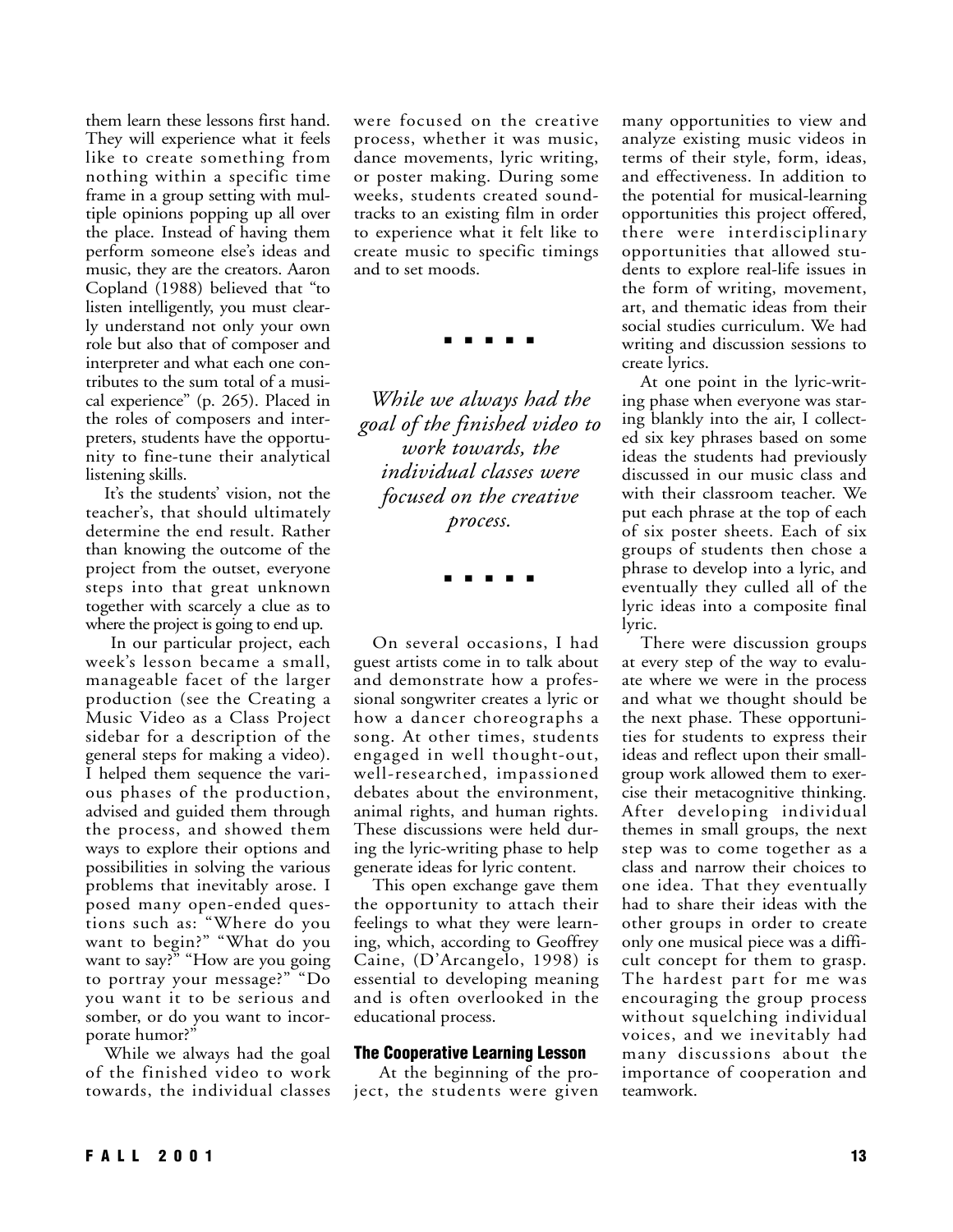them learn these lessons first hand. They will experience what it feels like to create something from nothing within a specific time frame in a group setting with multiple opinions popping up all over the place. Instead of having them perform someone else's ideas and music, they are the creators. Aaron Copland (1988) believed that "to listen intelligently, you must clearly understand not only your own role but also that of composer and interpreter and what each one contributes to the sum total of a musical experience" (p. 265). Placed in the roles of composers and interpreters, students have the opportunity to fine-tune their analytical listening skills.

It's the students' vision, not the teacher's, that should ultimately determine the end result. Rather than knowing the outcome of the project from the outset, everyone steps into that great unknown together with scarcely a clue as to where the project is going to end up.

In our particular project, each week's lesson became a small, manageable facet of the larger production (see the Creating a Music Video as a Class Project sidebar for a description of the general steps for making a video). I helped them sequence the various phases of the production, advised and guided them through the process, and showed them ways to explore their options and possibilities in solving the various problems that inevitably arose. I posed many open-ended questions such as: "Where do you want to begin?" "What do you want to say?" "How are you going to portray your message?" "Do you want it to be serious and somber, or do you want to incorporate humor?"

While we always had the goal of the finished video to work towards, the individual classes were focused on the creative process, whether it was music, dance movements, lyric writing, or poster making. During some weeks, students created soundtracks to an existing film in order to experience what it felt like to create music to specific timings and to set moods.

*While we always had the goal of the finished video to work towards, the individual classes were focused on the creative process.*

On several occasions, I had guest artists come in to talk about and demonstrate how a professional songwriter creates a lyric or how a dancer choreographs a song. At other times, students engaged in well thought-out, well-researched, impassioned debates about the environment, animal rights, and human rights. These discussions were held during the lyric-writing phase to help generate ideas for lyric content.

This open exchange gave them the opportunity to attach their feelings to what they were learning, which, according to Geoffrey Caine, (D'Arcangelo, 1998) is essential to developing meaning and is often overlooked in the educational process.

### The Cooperative Learning Lesson

At the beginning of the project, the students were given many opportunities to view and analyze existing music videos in terms of their style, form, ideas, and effectiveness. In addition to the potential for musical-learning opportunities this project offered, there were interdisciplinary opportunities that allowed students to explore real-life issues in the form of writing, movement, art, and thematic ideas from their social studies curriculum. We had writing and discussion sessions to create lyrics.

At one point in the lyric-writing phase when everyone was staring blankly into the air, I collected six key phrases based on some ideas the students had previously discussed in our music class and with their classroom teacher. We put each phrase at the top of each of six poster sheets. Each of six groups of students then chose a phrase to develop into a lyric, and eventually they culled all of the lyric ideas into a composite final lyric.

There were discussion groups at every step of the way to evaluate where we were in the process and what we thought should be the next phase. These opportunities for students to express their ideas and reflect upon their small-group work allowed them to exercise their metacognitive thinking. After developing individual themes in small groups, the next step was to come together as a class and narrow their choices to one idea. That they eventually had to share their ideas with the other groups in order to create only one musical piece was a difficult concept for them to grasp. The hardest part for me was encouraging the group process without squelching individual voices, and we inevitably had many discussions about the importance of cooperation and teamwork.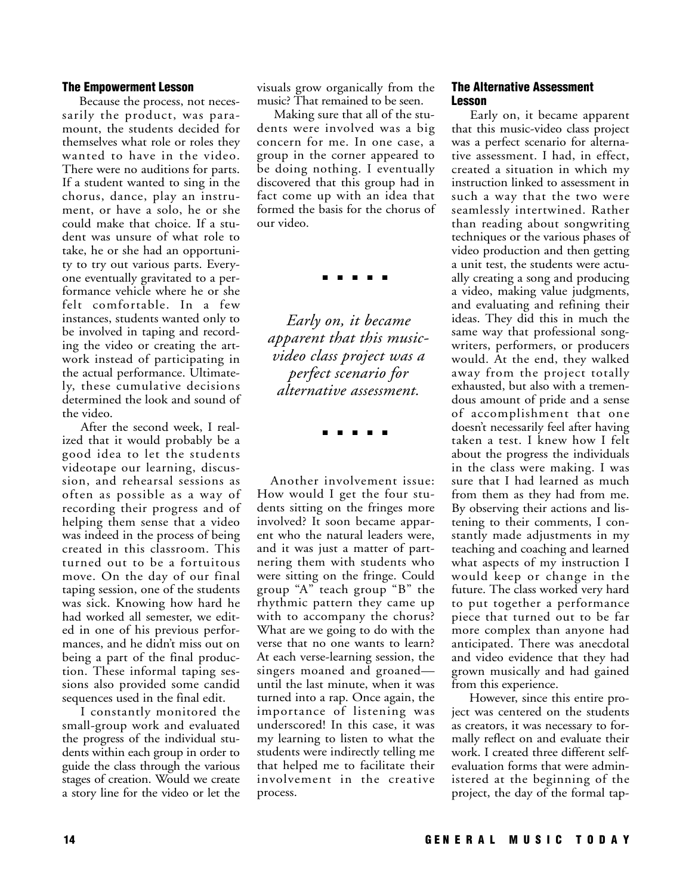### The Empowerment Lesson

Because the process, not necessarily the product, was paramount, the students decided for themselves what role or roles they wanted to have in the video. There were no auditions for parts. If a student wanted to sing in the chorus, dance, play an instrument, or have a solo, he or she could make that choice. If a student was unsure of what role to take, he or she had an opportunity to try out various parts. Everyone eventually gravitated to a performance vehicle where he or she felt comfortable. In a few instances, students wanted only to be involved in taping and recording the video or creating the artwork instead of participating in the actual performance. Ultimately, these cumulative decisions determined the look and sound of the video.

After the second week, I realized that it would probably be a good idea to let the students videotape our learning, discussion, and rehearsal sessions as often as possible as a way of recording their progress and of helping them sense that a video was indeed in the process of being created in this classroom. This turned out to be a fortuitous move. On the day of our final taping session, one of the students was sick. Knowing how hard he had worked all semester, we edited in one of his previous performances, and he didn't miss out on being a part of the final production. These informal taping sessions also provided some candid sequences used in the final edit.

I constantly monitored the small-group work and evaluated the progress of the individual students within each group in order to guide the class through the various stages of creation. Would we create a story line for the video or let the visuals grow organically from the music? That remained to be seen.

Making sure that all of the students were involved was a big concern for me. In one case, a group in the corner appeared to be doing nothing. I eventually discovered that this group had in fact come up with an idea that formed the basis for the chorus of our video.

*Early on, it became apparent that this music-video class project was a perfect scenario for alternative assessment.*

Another involvement issue: How would I get the four students sitting on the fringes more involved? It soon became apparent who the natural leaders were, and it was just a matter of partnering them with students who were sitting on the fringe. Could group "A" teach group "B" the rhythmic pattern they came up with to accompany the chorus? What are we going to do with the verse that no one wants to learn? At each verse-learning session, the singers moaned and groaned—until the last minute, when it was turned into a rap. Once again, the importance of listening was underscored! In this case, it was my learning to listen to what the students were indirectly telling me that helped me to facilitate their involvement in the creative process.

### The Alternative Assessment Lesson

Early on, it became apparent that this music-video class project was a perfect scenario for alternative assessment. I had, in effect, created a situation in which my instruction linked to assessment in such a way that the two were seamlessly intertwined. Rather than reading about songwriting techniques or the various phases of video production and then getting a unit test, the students were actually creating a song and producing a video, making value judgments, and evaluating and refining their ideas. They did this in much the same way that professional songwriters, performers, or producers would. At the end, they walked away from the project totally exhausted, but also with a tremendous amount of pride and a sense of accomplishment that one doesn't necessarily feel after having taken a test. I knew how I felt about the progress the individuals in the class were making. I was sure that I had learned as much from them as they had from me. By observing their actions and listening to their comments, I constantly made adjustments in my teaching and coaching and learned what aspects of my instruction I would keep or change in the future. The class worked very hard to put together a performance piece that turned out to be far more complex than anyone had anticipated. There was anecdotal and video evidence that they had grown musically and had gained from this experience.

However, since this entire project was centered on the students as creators, it was necessary to formally reflect on and evaluate their work. I created three different self-evaluation forms that were administered at the beginning of the project, the day of the formal tap-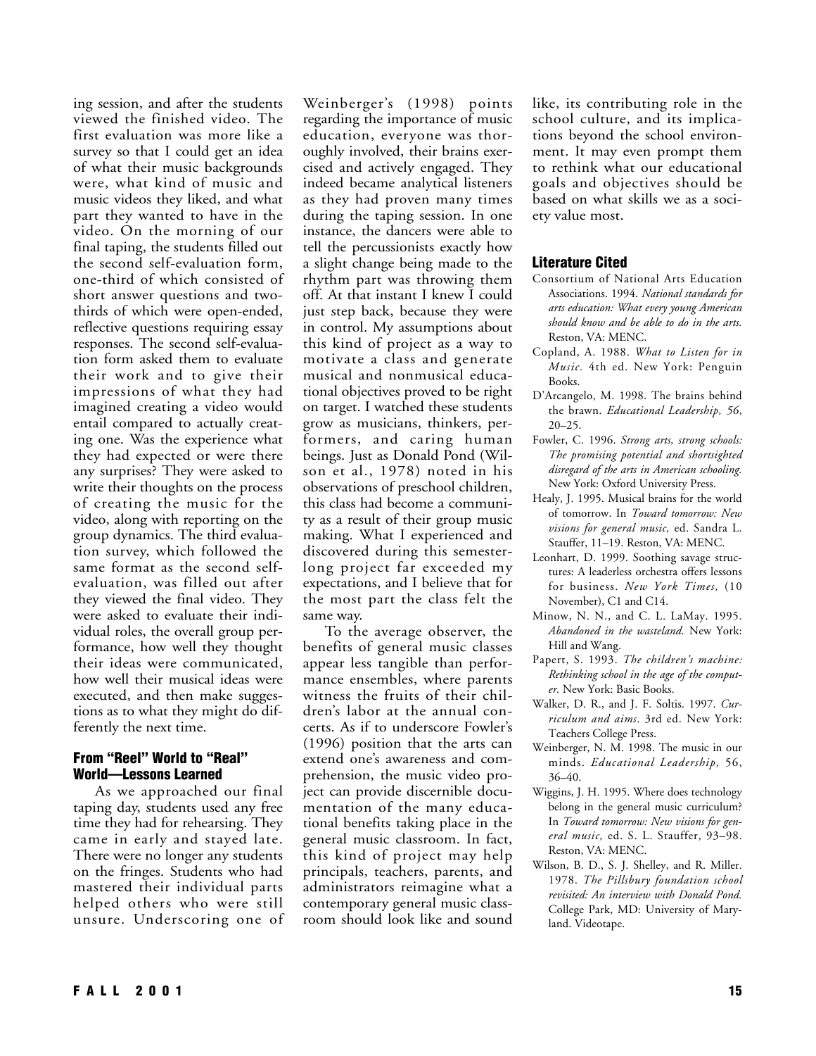ing session, and after the students viewed the finished video. The first evaluation was more like a survey so that I could get an idea of what their music backgrounds were, what kind of music and music videos they liked, and what part they wanted to have in the video. On the morning of our final taping, the students filled out the second self-evaluation form, one-third of which consisted of short answer questions and two-thirds of which were open-ended, reflective questions requiring essay responses. The second self-evaluation form asked them to evaluate their work and to give their impressions of what they had imagined creating a video would entail compared to actually creating one. Was the experience what they had expected or were there any surprises? They were asked to write their thoughts on the process of creating the music for the video, along with reporting on the group dynamics. The third evaluation survey, which followed the same format as the second self-evaluation, was filled out after they viewed the final video. They were asked to evaluate their individual roles, the overall group performance, how well they thought their ideas were communicated, how well their musical ideas were executed, and then make suggestions as to what they might do differently the next time.

## From "Reel" World to "Real" World—Lessons Learned

As we approached our final taping day, students used any free time they had for rehearsing. They came in early and stayed late. There were no longer any students on the fringes. Students who had mastered their individual parts helped others who were still unsure. Underscoring one of Weinberger's (1998) points regarding the importance of music education, everyone was thoroughly involved, their brains exercised and actively engaged. They indeed became analytical listeners as they had proven many times during the taping session. In one instance, the dancers were able to tell the percussionists exactly how a slight change being made to the rhythm part was throwing them off. At that instant I knew I could just step back, because they were in control. My assumptions about this kind of project as a way to motivate a class and generate musical and nonmusical educational objectives proved to be right on target. I watched these students grow as musicians, thinkers, performers, and caring human beings. Just as Donald Pond (Wilson et al., 1978) noted in his observations of preschool children, this class had become a community as a result of their group music making. What I experienced and discovered during this semester-long project far exceeded my expectations, and I believe that for the most part the class felt the same way.

To the average observer, the benefits of general music classes appear less tangible than performance ensembles, where parents witness the fruits of their children's labor at the annual concerts. As if to underscore Fowler's (1996) position that the arts can extend one's awareness and comprehension, the music video project can provide discernible documentation of the many educational benefits taking place in the general music classroom. In fact, this kind of project may help principals, teachers, parents, and administrators reimagine what a contemporary general music classroom should look like and sound like, its contributing role in the school culture, and its implications beyond the school environment. It may even prompt them to rethink what our educational goals and objectives should be based on what skills we as a society value most.

## Literature Cited

Consortium of National Arts Education Associations. 1994. *National standards for arts education: What every young American should know and be able to do in the arts.* Reston, VA: MENC.

Copland, A. 1988. *What to Listen for in Music.* 4th ed. New York: Penguin Books.

D'Arcangelo, M. 1998. The brains behind the brawn. *Educational Leadership, 56*, 20–25.

Fowler, C. 1996. *Strong arts, strong schools: The promising potential and shortsighted disregard of the arts in American schooling.* New York: Oxford University Press.

Healy, J. 1995. Musical brains for the world of tomorrow. In *Toward tomorrow: New visions for general music,* ed. Sandra L. Stauffer, 11–19. Reston, VA: MENC.

Leonhart, D. 1999. Soothing savage structures: A leaderless orchestra offers lessons for business. *New York Times,* (10 November), C1 and C14.

Minow, N. N., and C. L. LaMay. 1995. *Abandoned in the wasteland.* New York: Hill and Wang.

Papert, S. 1993. *The children's machine: Rethinking school in the age of the computer.* New York: Basic Books.

Walker, D. R., and J. F. Soltis. 1997. *Curriculum and aims*. 3rd ed. New York: Teachers College Press.

Weinberger, N. M. 1998. The music in our minds. *Educational Leadership,* 56, 36–40.

Wiggins, J. H. 1995. Where does technology belong in the general music curriculum? In *Toward tomorrow: New visions for general music,* ed. S. L. Stauffer, 93–98. Reston, VA: MENC.

Wilson, B. D., S. J. Shelley, and R. Miller. 1978. *The Pillsbury foundation school revisited: An interview with Donald Pond.* College Park, MD: University of Maryland. Videotape.